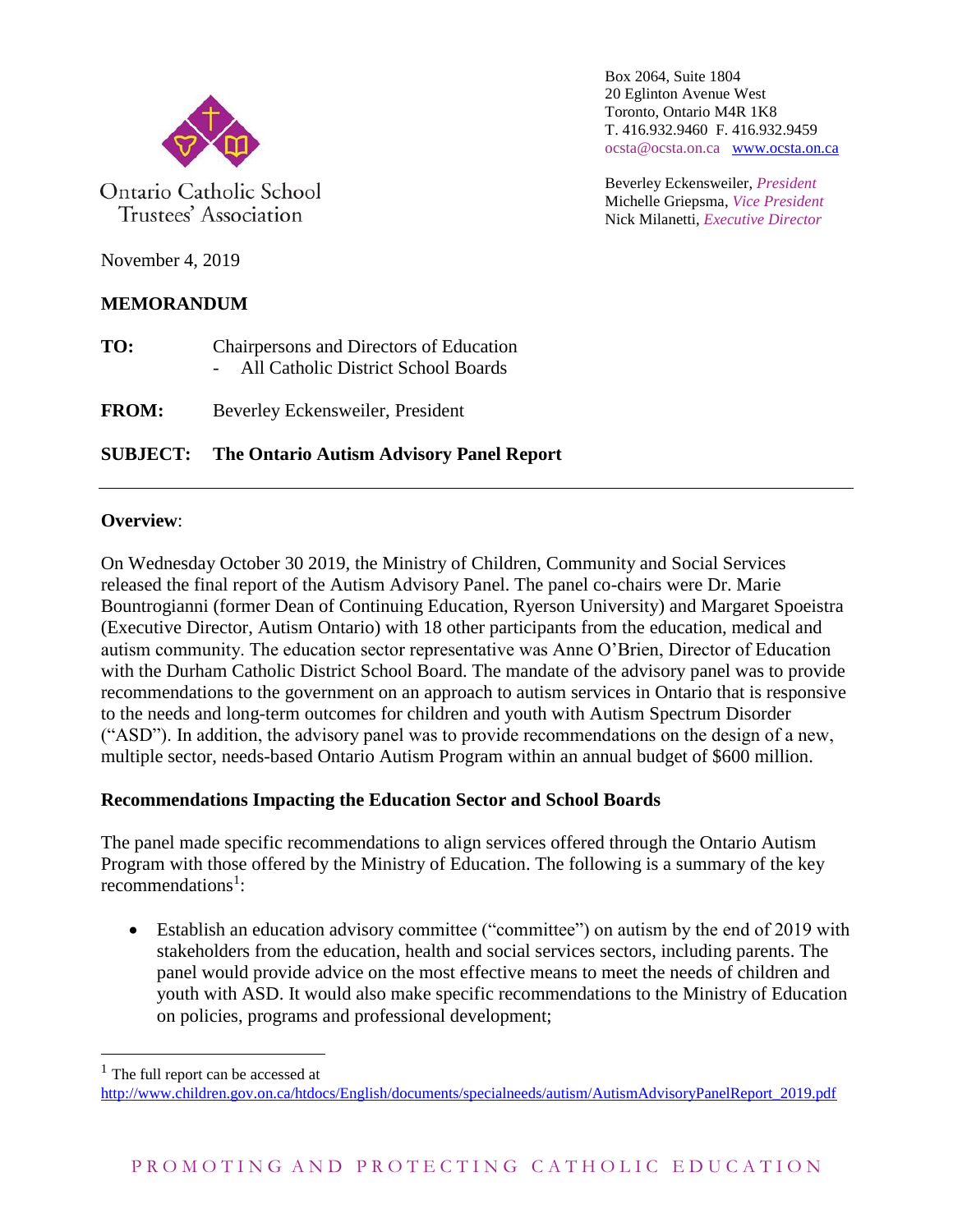Ontario Catholic School Trustees' Association

Box 2064, Suite 1804
20 Eglinton Avenue West
Toronto, Ontario M4R 1K8
T. 416.932.9460 F. 416.932.9459
ocsta@ocsta.on.ca www.ocsta.on.ca

Beverley Eckensweiler, *President*
Michelle Griepsma, *Vice President*
Nick Milanetti, *Executive Director*

November 4, 2019

**MEMORANDUM**

**TO:** Chairpersons and Directors of Education
- All Catholic District School Boards

**FROM:** Beverley Eckensweiler, President

**SUBJECT: The Ontario Autism Advisory Panel Report**

---

**Overview**:

On Wednesday October 30 2019, the Ministry of Children, Community and Social Services released the final report of the Autism Advisory Panel. The panel co-chairs were Dr. Marie Bountrogianni (former Dean of Continuing Education, Ryerson University) and Margaret Spoeistra (Executive Director, Autism Ontario) with 18 other participants from the education, medical and autism community. The education sector representative was Anne O'Brien, Director of Education with the Durham Catholic District School Board. The mandate of the advisory panel was to provide recommendations to the government on an approach to autism services in Ontario that is responsive to the needs and long-term outcomes for children and youth with Autism Spectrum Disorder ("ASD"). In addition, the advisory panel was to provide recommendations on the design of a new, multiple sector, needs-based Ontario Autism Program within an annual budget of $600 million.

**Recommendations Impacting the Education Sector and School Boards**

The panel made specific recommendations to align services offered through the Ontario Autism Program with those offered by the Ministry of Education. The following is a summary of the key recommendations[1]:

- Establish an education advisory committee ("committee") on autism by the end of 2019 with stakeholders from the education, health and social services sectors, including parents. The panel would provide advice on the most effective means to meet the needs of children and youth with ASD. It would also make specific recommendations to the Ministry of Education on policies, programs and professional development;

[1] The full report can be accessed at http://www.children.gov.on.ca/htdocs/English/documents/specialneeds/autism/AutismAdvisoryPanelReport_2019.pdf

PROMOTING AND PROTECTING CATHOLIC EDUCATION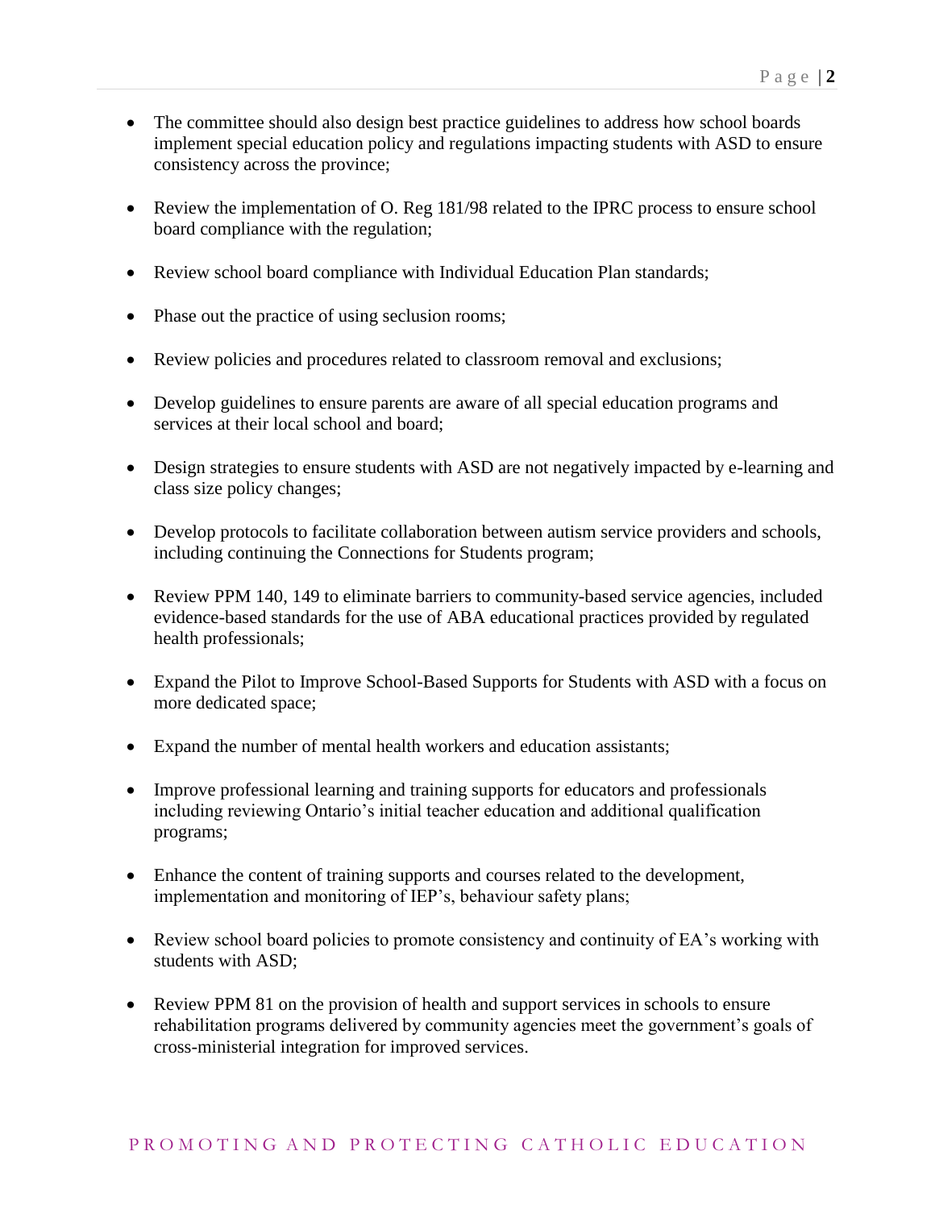- The committee should also design best practice guidelines to address how school boards implement special education policy and regulations impacting students with ASD to ensure consistency across the province;
- Review the implementation of O. Reg 181/98 related to the IPRC process to ensure school board compliance with the regulation;
- Review school board compliance with Individual Education Plan standards;
- Phase out the practice of using seclusion rooms;
- Review policies and procedures related to classroom removal and exclusions;
- Develop guidelines to ensure parents are aware of all special education programs and services at their local school and board;
- Design strategies to ensure students with ASD are not negatively impacted by e-learning and class size policy changes;
- Develop protocols to facilitate collaboration between autism service providers and schools, including continuing the Connections for Students program;
- Review PPM 140, 149 to eliminate barriers to community-based service agencies, included evidence-based standards for the use of ABA educational practices provided by regulated health professionals;
- Expand the Pilot to Improve School-Based Supports for Students with ASD with a focus on more dedicated space;
- Expand the number of mental health workers and education assistants;
- Improve professional learning and training supports for educators and professionals including reviewing Ontario's initial teacher education and additional qualification programs;
- Enhance the content of training supports and courses related to the development, implementation and monitoring of IEP's, behaviour safety plans;
- Review school board policies to promote consistency and continuity of EA's working with students with ASD;
- Review PPM 81 on the provision of health and support services in schools to ensure rehabilitation programs delivered by community agencies meet the government's goals of cross-ministerial integration for improved services.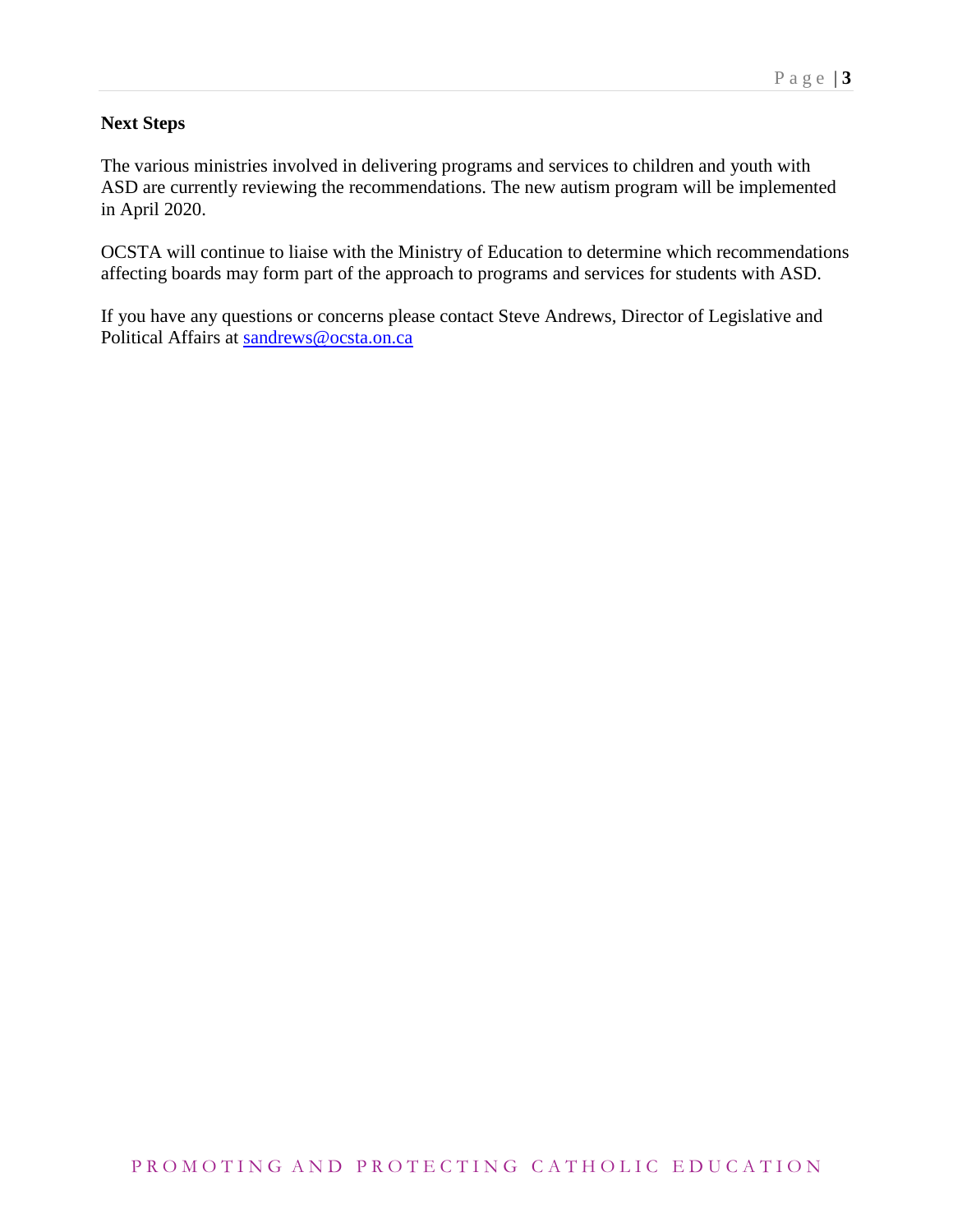**Next Steps**

The various ministries involved in delivering programs and services to children and youth with ASD are currently reviewing the recommendations. The new autism program will be implemented in April 2020.

OCSTA will continue to liaise with the Ministry of Education to determine which recommendations affecting boards may form part of the approach to programs and services for students with ASD.

If you have any questions or concerns please contact Steve Andrews, Director of Legislative and Political Affairs at sandrews@ocsta.on.ca